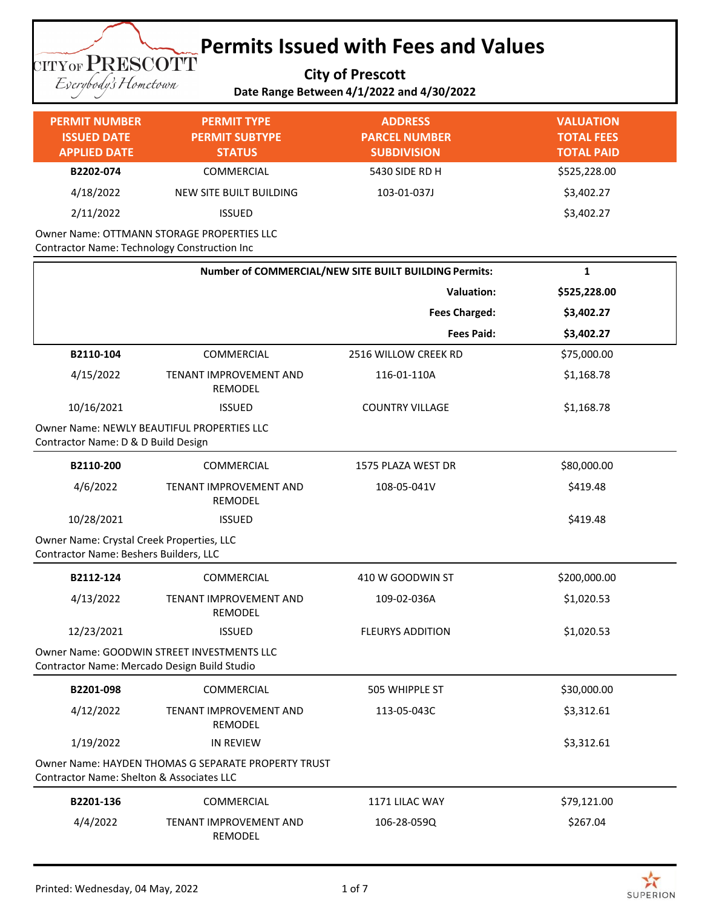# Permits Issued with Fees and Values

**City of Prescott**

**Date Range Between 4/1/2022 and 4/30/2022**

| PERMIT NUMBER<br>ISSUED DATE<br>APPLIED DATE | PERMIT TYPE<br>PERMIT SUBTYPE<br>STATUS | ADDRESS<br>PARCEL NUMBER<br>SUBDIVISION | VALUATION<br>TOTAL FEES<br>TOTAL PAID |
|---|---|---|---|
| **B2202-074** | COMMERCIAL | 5430 SIDE RD H | $525,228.00 |
| 4/18/2022 | NEW SITE BUILT BUILDING | 103-01-037J | $3,402.27 |
| 2/11/2022 | ISSUED | | $3,402.27 |

Owner Name: OTTMANN STORAGE PROPERTIES LLC
Contractor Name: Technology Construction Inc

| | |
|---|---|
| **Number of COMMERCIAL/NEW SITE BUILT BUILDING Permits:** | **1** |
| **Valuation:** | **$525,228.00** |
| **Fees Charged:** | **$3,402.27** |
| **Fees Paid:** | **$3,402.27** |

| PERMIT NUMBER<br>ISSUED DATE<br>APPLIED DATE | PERMIT TYPE<br>PERMIT SUBTYPE<br>STATUS | ADDRESS<br>PARCEL NUMBER<br>SUBDIVISION | VALUATION<br>TOTAL FEES<br>TOTAL PAID |
|---|---|---|---|
| **B2110-104** | COMMERCIAL | 2516 WILLOW CREEK RD | $75,000.00 |
| 4/15/2022 | TENANT IMPROVEMENT AND REMODEL | 116-01-110A | $1,168.78 |
| 10/16/2021 | ISSUED | COUNTRY VILLAGE | $1,168.78 |

Owner Name: NEWLY BEAUTIFUL PROPERTIES LLC
Contractor Name: D & D Build Design

| PERMIT NUMBER<br>ISSUED DATE<br>APPLIED DATE | PERMIT TYPE<br>PERMIT SUBTYPE<br>STATUS | ADDRESS<br>PARCEL NUMBER<br>SUBDIVISION | VALUATION<br>TOTAL FEES<br>TOTAL PAID |
|---|---|---|---|
| **B2110-200** | COMMERCIAL | 1575 PLAZA WEST DR | $80,000.00 |
| 4/6/2022 | TENANT IMPROVEMENT AND REMODEL | 108-05-041V | $419.48 |
| 10/28/2021 | ISSUED | | $419.48 |

Owner Name: Crystal Creek Properties, LLC
Contractor Name: Beshers Builders, LLC

| PERMIT NUMBER<br>ISSUED DATE<br>APPLIED DATE | PERMIT TYPE<br>PERMIT SUBTYPE<br>STATUS | ADDRESS<br>PARCEL NUMBER<br>SUBDIVISION | VALUATION<br>TOTAL FEES<br>TOTAL PAID |
|---|---|---|---|
| **B2112-124** | COMMERCIAL | 410 W GOODWIN ST | $200,000.00 |
| 4/13/2022 | TENANT IMPROVEMENT AND REMODEL | 109-02-036A | $1,020.53 |
| 12/23/2021 | ISSUED | FLEURYS ADDITION | $1,020.53 |

Owner Name: GOODWIN STREET INVESTMENTS LLC
Contractor Name: Mercado Design Build Studio

| PERMIT NUMBER<br>ISSUED DATE<br>APPLIED DATE | PERMIT TYPE<br>PERMIT SUBTYPE<br>STATUS | ADDRESS<br>PARCEL NUMBER<br>SUBDIVISION | VALUATION<br>TOTAL FEES<br>TOTAL PAID |
|---|---|---|---|
| **B2201-098** | COMMERCIAL | 505 WHIPPLE ST | $30,000.00 |
| 4/12/2022 | TENANT IMPROVEMENT AND REMODEL | 113-05-043C | $3,312.61 |
| 1/19/2022 | IN REVIEW | | $3,312.61 |

Owner Name: HAYDEN THOMAS G SEPARATE PROPERTY TRUST
Contractor Name: Shelton & Associates LLC

| PERMIT NUMBER<br>ISSUED DATE<br>APPLIED DATE | PERMIT TYPE<br>PERMIT SUBTYPE<br>STATUS | ADDRESS<br>PARCEL NUMBER<br>SUBDIVISION | VALUATION<br>TOTAL FEES<br>TOTAL PAID |
|---|---|---|---|
| **B2201-136** | COMMERCIAL | 1171 LILAC WAY | $79,121.00 |
| 4/4/2022 | TENANT IMPROVEMENT AND REMODEL | 106-28-059Q | $267.04 |

Printed: Wednesday, 04 May, 2022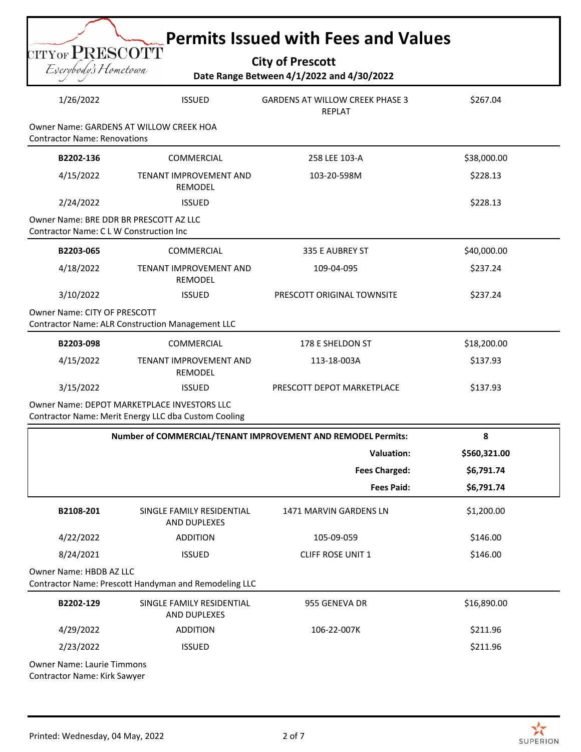# Permits Issued with Fees and Values

**City of Prescott**

**Date Range Between 4/1/2022 and 4/30/2022**

| | | | |
|---|---|---|---|
| 1/26/2022 | ISSUED | GARDENS AT WILLOW CREEK PHASE 3 REPLAT | $267.04 |

Owner Name: GARDENS AT WILLOW CREEK HOA
Contractor Name: Renovations

| | | | |
|---|---|---|---|
| **B2202-136** | COMMERCIAL | 258 LEE 103-A | $38,000.00 |
| 4/15/2022 | TENANT IMPROVEMENT AND REMODEL | 103-20-598M | $228.13 |
| 2/24/2022 | ISSUED | | $228.13 |

Owner Name: BRE DDR BR PRESCOTT AZ LLC
Contractor Name: C L W Construction Inc

| | | | |
|---|---|---|---|
| **B2203-065** | COMMERCIAL | 335 E AUBREY ST | $40,000.00 |
| 4/18/2022 | TENANT IMPROVEMENT AND REMODEL | 109-04-095 | $237.24 |
| 3/10/2022 | ISSUED | PRESCOTT ORIGINAL TOWNSITE | $237.24 |

Owner Name: CITY OF PRESCOTT
Contractor Name: ALR Construction Management LLC

| | | | |
|---|---|---|---|
| **B2203-098** | COMMERCIAL | 178 E SHELDON ST | $18,200.00 |
| 4/15/2022 | TENANT IMPROVEMENT AND REMODEL | 113-18-003A | $137.93 |
| 3/15/2022 | ISSUED | PRESCOTT DEPOT MARKETPLACE | $137.93 |

Owner Name: DEPOT MARKETPLACE INVESTORS LLC
Contractor Name: Merit Energy LLC dba Custom Cooling

| | |
|---|---|
| **Number of COMMERCIAL/TENANT IMPROVEMENT AND REMODEL Permits:** | **8** |
| **Valuation:** | **$560,321.00** |
| **Fees Charged:** | **$6,791.74** |
| **Fees Paid:** | **$6,791.74** |

| | | | |
|---|---|---|---|
| **B2108-201** | SINGLE FAMILY RESIDENTIAL AND DUPLEXES | 1471 MARVIN GARDENS LN | $1,200.00 |
| 4/22/2022 | ADDITION | 105-09-059 | $146.00 |
| 8/24/2021 | ISSUED | CLIFF ROSE UNIT 1 | $146.00 |

Owner Name: HBDB AZ LLC
Contractor Name: Prescott Handyman and Remodeling LLC

| | | | |
|---|---|---|---|
| **B2202-129** | SINGLE FAMILY RESIDENTIAL AND DUPLEXES | 955 GENEVA DR | $16,890.00 |
| 4/29/2022 | ADDITION | 106-22-007K | $211.96 |
| 2/23/2022 | ISSUED | | $211.96 |

Owner Name: Laurie Timmons
Contractor Name: Kirk Sawyer

Printed: Wednesday, 04 May, 2022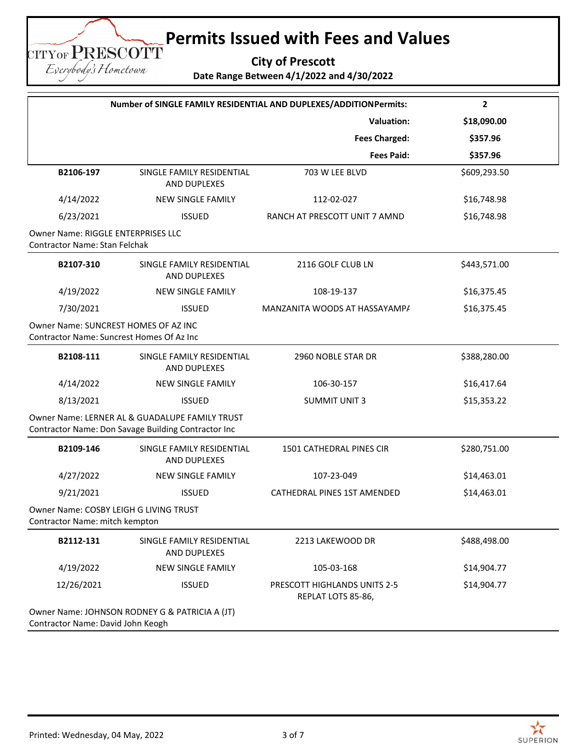# Permits Issued with Fees and Values

**City of Prescott**

**Date Range Between 4/1/2022 and 4/30/2022**

| **Number of SINGLE FAMILY RESIDENTIAL AND DUPLEXES/ADDITIONPermits:** | **2** |
|---|---|
| **Valuation:** | **$18,090.00** |
| **Fees Charged:** | **$357.96** |
| **Fees Paid:** | **$357.96** |

| | | | |
|---|---|---|---|
| **B2106-197** | SINGLE FAMILY RESIDENTIAL AND DUPLEXES | 703 W LEE BLVD | $609,293.50 |
| 4/14/2022 | NEW SINGLE FAMILY | 112-02-027 | $16,748.98 |
| 6/23/2021 | ISSUED | RANCH AT PRESCOTT UNIT 7 AMND | $16,748.98 |

Owner Name: RIGGLE ENTERPRISES LLC
Contractor Name: Stan Felchak

| | | | |
|---|---|---|---|
| **B2107-310** | SINGLE FAMILY RESIDENTIAL AND DUPLEXES | 2116 GOLF CLUB LN | $443,571.00 |
| 4/19/2022 | NEW SINGLE FAMILY | 108-19-137 | $16,375.45 |
| 7/30/2021 | ISSUED | MANZANITA WOODS AT HASSAYAMPA | $16,375.45 |

Owner Name: SUNCREST HOMES OF AZ INC
Contractor Name: Suncrest Homes Of Az Inc

| | | | |
|---|---|---|---|
| **B2108-111** | SINGLE FAMILY RESIDENTIAL AND DUPLEXES | 2960 NOBLE STAR DR | $388,280.00 |
| 4/14/2022 | NEW SINGLE FAMILY | 106-30-157 | $16,417.64 |
| 8/13/2021 | ISSUED | SUMMIT UNIT 3 | $15,353.22 |

Owner Name: LERNER AL & GUADALUPE FAMILY TRUST
Contractor Name: Don Savage Building Contractor Inc

| | | | |
|---|---|---|---|
| **B2109-146** | SINGLE FAMILY RESIDENTIAL AND DUPLEXES | 1501 CATHEDRAL PINES CIR | $280,751.00 |
| 4/27/2022 | NEW SINGLE FAMILY | 107-23-049 | $14,463.01 |
| 9/21/2021 | ISSUED | CATHEDRAL PINES 1ST AMENDED | $14,463.01 |

Owner Name: COSBY LEIGH G LIVING TRUST
Contractor Name: mitch kempton

| | | | |
|---|---|---|---|
| **B2112-131** | SINGLE FAMILY RESIDENTIAL AND DUPLEXES | 2213 LAKEWOOD DR | $488,498.00 |
| 4/19/2022 | NEW SINGLE FAMILY | 105-03-168 | $14,904.77 |
| 12/26/2021 | ISSUED | PRESCOTT HIGHLANDS UNITS 2-5 REPLAT LOTS 85-86, | $14,904.77 |

Owner Name: JOHNSON RODNEY G & PATRICIA A (JT)
Contractor Name: David John Keogh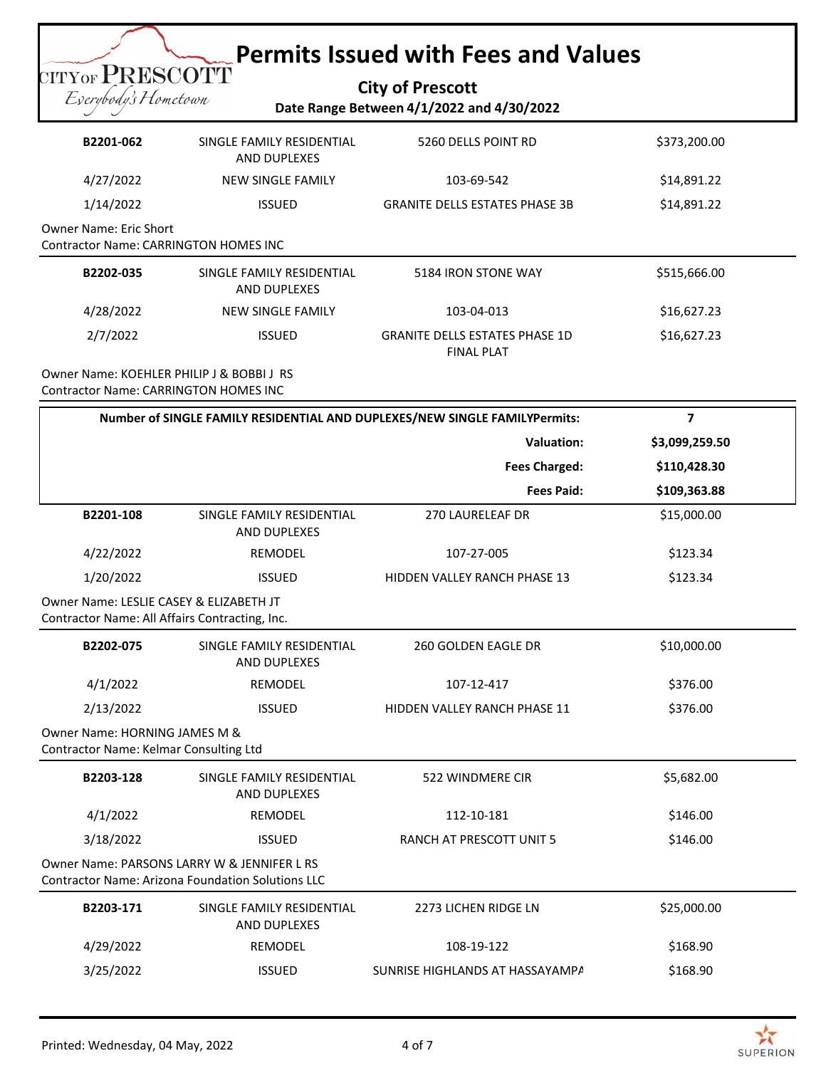# Permits Issued with Fees and Values

**City of Prescott**

**Date Range Between 4/1/2022 and 4/30/2022**

| | | | |
|---|---|---|---|
| **B2201-062** | SINGLE FAMILY RESIDENTIAL AND DUPLEXES | 5260 DELLS POINT RD | $373,200.00 |
| 4/27/2022 | NEW SINGLE FAMILY | 103-69-542 | $14,891.22 |
| 1/14/2022 | ISSUED | GRANITE DELLS ESTATES PHASE 3B | $14,891.22 |

Owner Name: Eric Short
Contractor Name: CARRINGTON HOMES INC

| | | | |
|---|---|---|---|
| **B2202-035** | SINGLE FAMILY RESIDENTIAL AND DUPLEXES | 5184 IRON STONE WAY | $515,666.00 |
| 4/28/2022 | NEW SINGLE FAMILY | 103-04-013 | $16,627.23 |
| 2/7/2022 | ISSUED | GRANITE DELLS ESTATES PHASE 1D FINAL PLAT | $16,627.23 |

Owner Name: KOEHLER PHILIP J & BOBBI J RS
Contractor Name: CARRINGTON HOMES INC

| | |
|---|---|
| **Number of SINGLE FAMILY RESIDENTIAL AND DUPLEXES/NEW SINGLE FAMILYPermits:** | **7** |
| **Valuation:** | **$3,099,259.50** |
| **Fees Charged:** | **$110,428.30** |
| **Fees Paid:** | **$109,363.88** |

| | | | |
|---|---|---|---|
| **B2201-108** | SINGLE FAMILY RESIDENTIAL AND DUPLEXES | 270 LAURELEAF DR | $15,000.00 |
| 4/22/2022 | REMODEL | 107-27-005 | $123.34 |
| 1/20/2022 | ISSUED | HIDDEN VALLEY RANCH PHASE 13 | $123.34 |

Owner Name: LESLIE CASEY & ELIZABETH JT
Contractor Name: All Affairs Contracting, Inc.

| | | | |
|---|---|---|---|
| **B2202-075** | SINGLE FAMILY RESIDENTIAL AND DUPLEXES | 260 GOLDEN EAGLE DR | $10,000.00 |
| 4/1/2022 | REMODEL | 107-12-417 | $376.00 |
| 2/13/2022 | ISSUED | HIDDEN VALLEY RANCH PHASE 11 | $376.00 |

Owner Name: HORNING JAMES M &
Contractor Name: Kelmar Consulting Ltd

| | | | |
|---|---|---|---|
| **B2203-128** | SINGLE FAMILY RESIDENTIAL AND DUPLEXES | 522 WINDMERE CIR | $5,682.00 |
| 4/1/2022 | REMODEL | 112-10-181 | $146.00 |
| 3/18/2022 | ISSUED | RANCH AT PRESCOTT UNIT 5 | $146.00 |

Owner Name: PARSONS LARRY W & JENNIFER L RS
Contractor Name: Arizona Foundation Solutions LLC

| | | | |
|---|---|---|---|
| **B2203-171** | SINGLE FAMILY RESIDENTIAL AND DUPLEXES | 2273 LICHEN RIDGE LN | $25,000.00 |
| 4/29/2022 | REMODEL | 108-19-122 | $168.90 |
| 3/25/2022 | ISSUED | SUNRISE HIGHLANDS AT HASSAYAMPA | $168.90 |

Printed: Wednesday, 04 May, 2022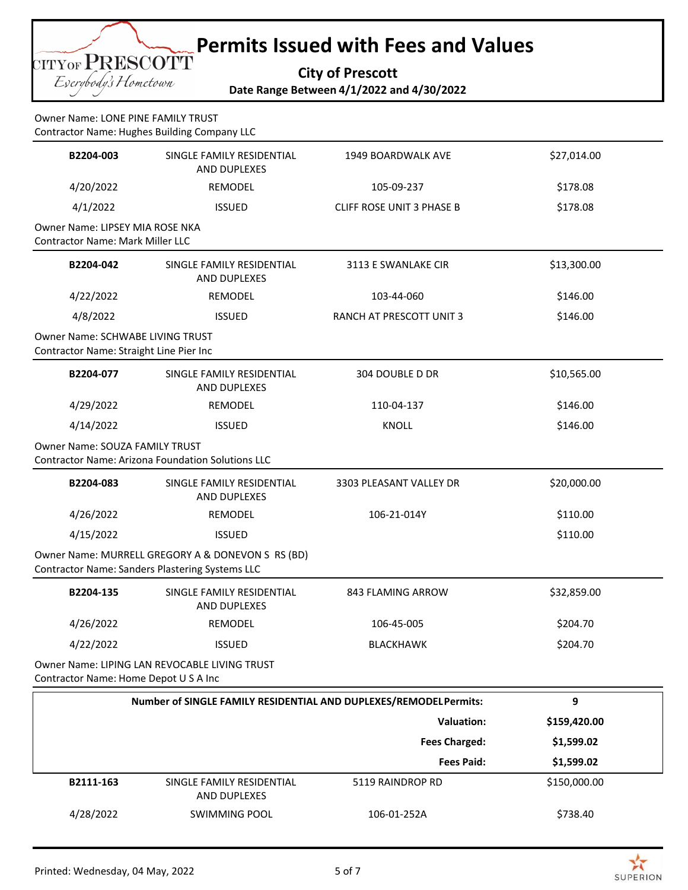# Permits Issued with Fees and Values

**City of Prescott**

**Date Range Between 4/1/2022 and 4/30/2022**

Owner Name: LONE PINE FAMILY TRUST
Contractor Name: Hughes Building Company LLC

| | | | |
|---|---|---|---|
| **B2204-003** | SINGLE FAMILY RESIDENTIAL AND DUPLEXES | 1949 BOARDWALK AVE | $27,014.00 |
| 4/20/2022 | REMODEL | 105-09-237 | $178.08 |
| 4/1/2022 | ISSUED | CLIFF ROSE UNIT 3 PHASE B | $178.08 |

Owner Name: LIPSEY MIA ROSE NKA
Contractor Name: Mark Miller LLC

| | | | |
|---|---|---|---|
| **B2204-042** | SINGLE FAMILY RESIDENTIAL AND DUPLEXES | 3113 E SWANLAKE CIR | $13,300.00 |
| 4/22/2022 | REMODEL | 103-44-060 | $146.00 |
| 4/8/2022 | ISSUED | RANCH AT PRESCOTT UNIT 3 | $146.00 |

Owner Name: SCHWABE LIVING TRUST
Contractor Name: Straight Line Pier Inc

| | | | |
|---|---|---|---|
| **B2204-077** | SINGLE FAMILY RESIDENTIAL AND DUPLEXES | 304 DOUBLE D DR | $10,565.00 |
| 4/29/2022 | REMODEL | 110-04-137 | $146.00 |
| 4/14/2022 | ISSUED | KNOLL | $146.00 |

Owner Name: SOUZA FAMILY TRUST
Contractor Name: Arizona Foundation Solutions LLC

| | | | |
|---|---|---|---|
| **B2204-083** | SINGLE FAMILY RESIDENTIAL AND DUPLEXES | 3303 PLEASANT VALLEY DR | $20,000.00 |
| 4/26/2022 | REMODEL | 106-21-014Y | $110.00 |
| 4/15/2022 | ISSUED | | $110.00 |

Owner Name: MURRELL GREGORY A & DONEVON S RS (BD)
Contractor Name: Sanders Plastering Systems LLC

| | | | |
|---|---|---|---|
| **B2204-135** | SINGLE FAMILY RESIDENTIAL AND DUPLEXES | 843 FLAMING ARROW | $32,859.00 |
| 4/26/2022 | REMODEL | 106-45-005 | $204.70 |
| 4/22/2022 | ISSUED | BLACKHAWK | $204.70 |

Owner Name: LIPING LAN REVOCABLE LIVING TRUST
Contractor Name: Home Depot U S A Inc

| | |
|---|---|
| **Number of SINGLE FAMILY RESIDENTIAL AND DUPLEXES/REMODEL Permits:** | **9** |
| **Valuation:** | **$159,420.00** |
| **Fees Charged:** | **$1,599.02** |
| **Fees Paid:** | **$1,599.02** |

| | | | |
|---|---|---|---|
| **B2111-163** | SINGLE FAMILY RESIDENTIAL AND DUPLEXES | 5119 RAINDROP RD | $150,000.00 |
| 4/28/2022 | SWIMMING POOL | 106-01-252A | $738.40 |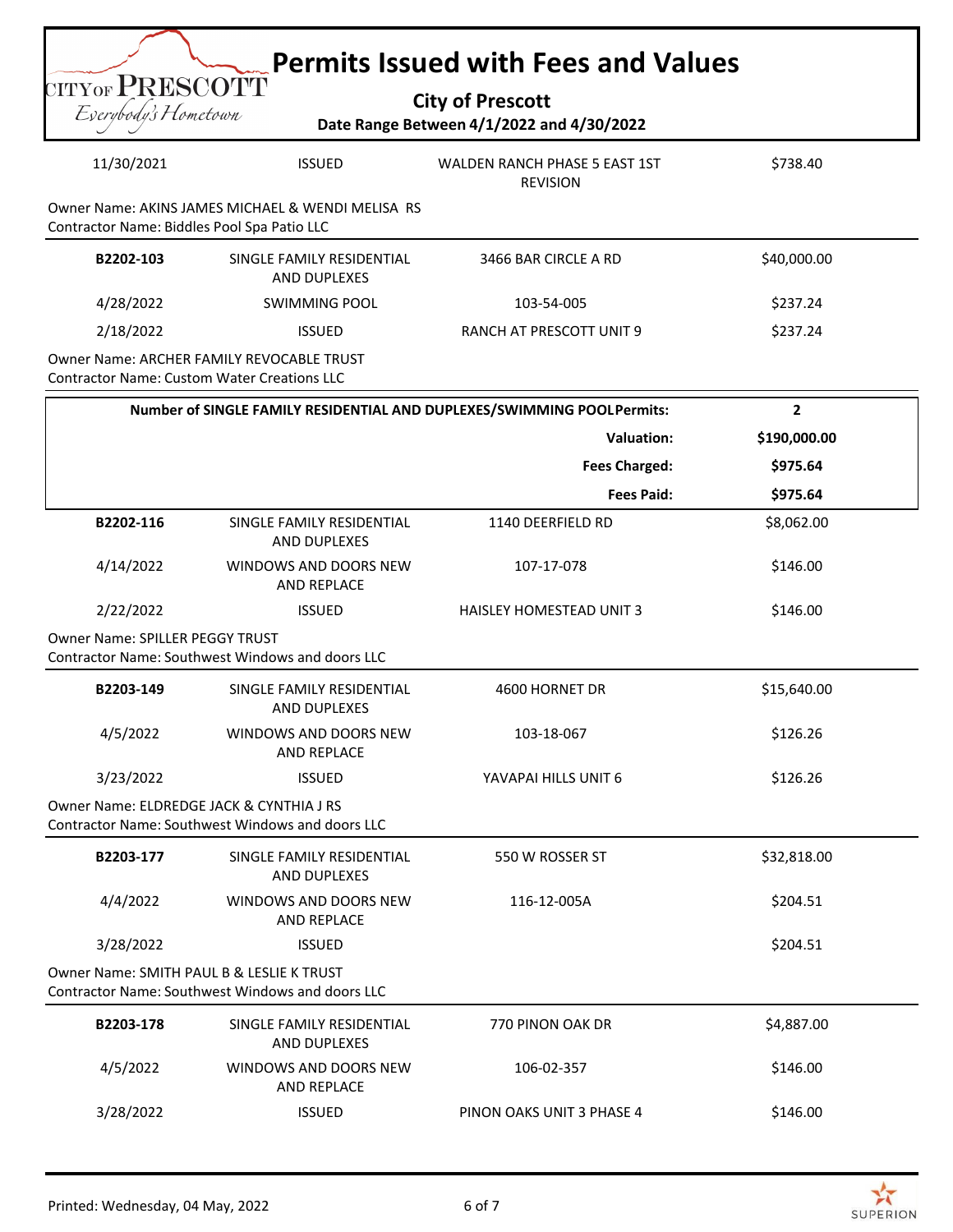# Permits Issued with Fees and Values

**City of Prescott**

**Date Range Between 4/1/2022 and 4/30/2022**

| | | | |
|---|---|---|---|
| 11/30/2021 | ISSUED | WALDEN RANCH PHASE 5 EAST 1ST REVISION | $738.40 |

Owner Name: AKINS JAMES MICHAEL & WENDI MELISA RS
Contractor Name: Biddles Pool Spa Patio LLC

| | | | |
|---|---|---|---|
| **B2202-103** | SINGLE FAMILY RESIDENTIAL AND DUPLEXES | 3466 BAR CIRCLE A RD | $40,000.00 |
| 4/28/2022 | SWIMMING POOL | 103-54-005 | $237.24 |
| 2/18/2022 | ISSUED | RANCH AT PRESCOTT UNIT 9 | $237.24 |

Owner Name: ARCHER FAMILY REVOCABLE TRUST
Contractor Name: Custom Water Creations LLC

| | |
|---|---|
| **Number of SINGLE FAMILY RESIDENTIAL AND DUPLEXES/SWIMMING POOL Permits:** | **2** |
| **Valuation:** | **$190,000.00** |
| **Fees Charged:** | **$975.64** |
| **Fees Paid:** | **$975.64** |

| | | | |
|---|---|---|---|
| **B2202-116** | SINGLE FAMILY RESIDENTIAL AND DUPLEXES | 1140 DEERFIELD RD | $8,062.00 |
| 4/14/2022 | WINDOWS AND DOORS NEW AND REPLACE | 107-17-078 | $146.00 |
| 2/22/2022 | ISSUED | HAISLEY HOMESTEAD UNIT 3 | $146.00 |

Owner Name: SPILLER PEGGY TRUST
Contractor Name: Southwest Windows and doors LLC

| | | | |
|---|---|---|---|
| **B2203-149** | SINGLE FAMILY RESIDENTIAL AND DUPLEXES | 4600 HORNET DR | $15,640.00 |
| 4/5/2022 | WINDOWS AND DOORS NEW AND REPLACE | 103-18-067 | $126.26 |
| 3/23/2022 | ISSUED | YAVAPAI HILLS UNIT 6 | $126.26 |

Owner Name: ELDREDGE JACK & CYNTHIA J RS
Contractor Name: Southwest Windows and doors LLC

| | | | |
|---|---|---|---|
| **B2203-177** | SINGLE FAMILY RESIDENTIAL AND DUPLEXES | 550 W ROSSER ST | $32,818.00 |
| 4/4/2022 | WINDOWS AND DOORS NEW AND REPLACE | 116-12-005A | $204.51 |
| 3/28/2022 | ISSUED | | $204.51 |

Owner Name: SMITH PAUL B & LESLIE K TRUST
Contractor Name: Southwest Windows and doors LLC

| | | | |
|---|---|---|---|
| **B2203-178** | SINGLE FAMILY RESIDENTIAL AND DUPLEXES | 770 PINON OAK DR | $4,887.00 |
| 4/5/2022 | WINDOWS AND DOORS NEW AND REPLACE | 106-02-357 | $146.00 |
| 3/28/2022 | ISSUED | PINON OAKS UNIT 3 PHASE 4 | $146.00 |

Printed: Wednesday, 04 May, 2022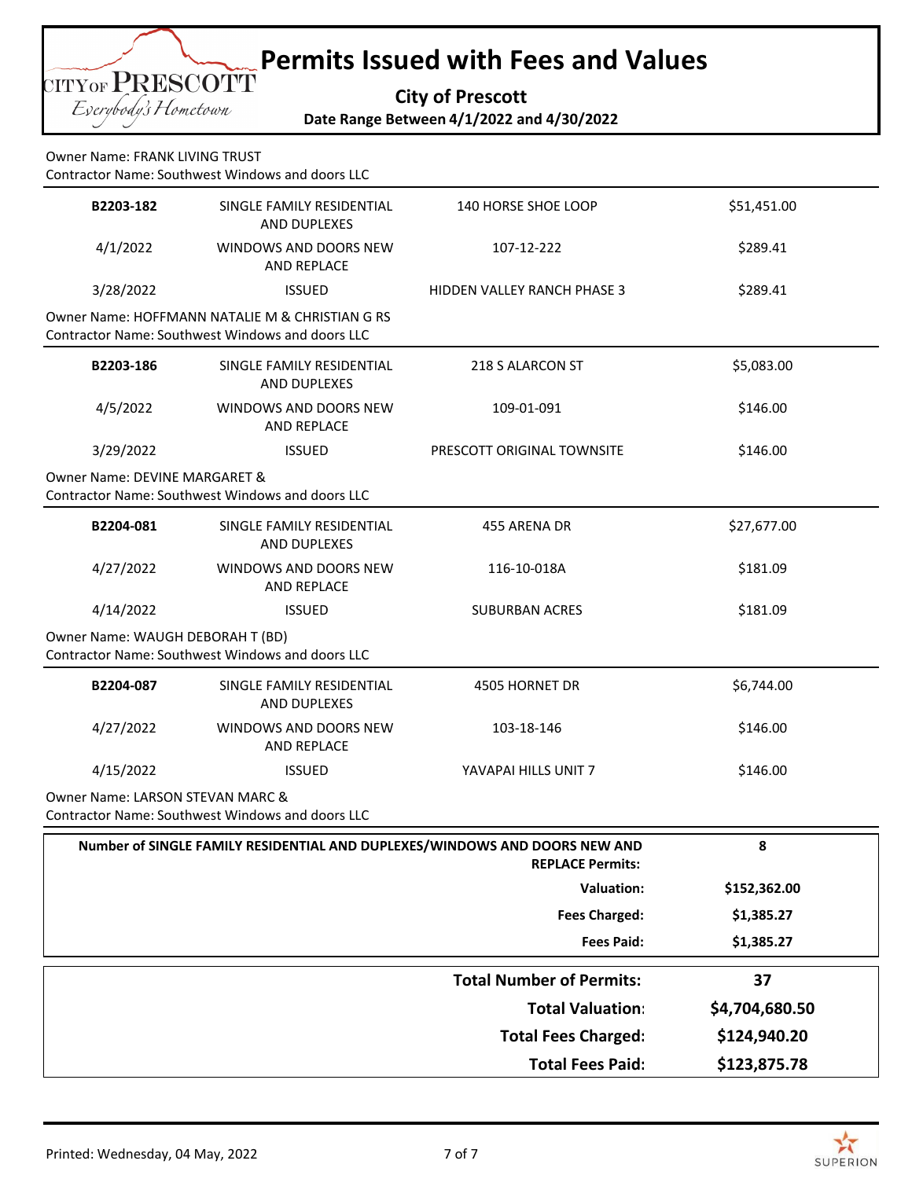# Permits Issued with Fees and Values

**City of Prescott**

**Date Range Between 4/1/2022 and 4/30/2022**

Owner Name: FRANK LIVING TRUST
Contractor Name: Southwest Windows and doors LLC

| | | | |
|---|---|---|---|
| **B2203-182** | SINGLE FAMILY RESIDENTIAL AND DUPLEXES | 140 HORSE SHOE LOOP | $51,451.00 |
| 4/1/2022 | WINDOWS AND DOORS NEW AND REPLACE | 107-12-222 | $289.41 |
| 3/28/2022 | ISSUED | HIDDEN VALLEY RANCH PHASE 3 | $289.41 |

Owner Name: HOFFMANN NATALIE M & CHRISTIAN G RS
Contractor Name: Southwest Windows and doors LLC

| | | | |
|---|---|---|---|
| **B2203-186** | SINGLE FAMILY RESIDENTIAL AND DUPLEXES | 218 S ALARCON ST | $5,083.00 |
| 4/5/2022 | WINDOWS AND DOORS NEW AND REPLACE | 109-01-091 | $146.00 |
| 3/29/2022 | ISSUED | PRESCOTT ORIGINAL TOWNSITE | $146.00 |

Owner Name: DEVINE MARGARET &
Contractor Name: Southwest Windows and doors LLC

| | | | |
|---|---|---|---|
| **B2204-081** | SINGLE FAMILY RESIDENTIAL AND DUPLEXES | 455 ARENA DR | $27,677.00 |
| 4/27/2022 | WINDOWS AND DOORS NEW AND REPLACE | 116-10-018A | $181.09 |
| 4/14/2022 | ISSUED | SUBURBAN ACRES | $181.09 |

Owner Name: WAUGH DEBORAH T (BD)
Contractor Name: Southwest Windows and doors LLC

| | | | |
|---|---|---|---|
| **B2204-087** | SINGLE FAMILY RESIDENTIAL AND DUPLEXES | 4505 HORNET DR | $6,744.00 |
| 4/27/2022 | WINDOWS AND DOORS NEW AND REPLACE | 103-18-146 | $146.00 |
| 4/15/2022 | ISSUED | YAVAPAI HILLS UNIT 7 | $146.00 |

Owner Name: LARSON STEVAN MARC &
Contractor Name: Southwest Windows and doors LLC

| | |
|---|---|
| **Number of SINGLE FAMILY RESIDENTIAL AND DUPLEXES/WINDOWS AND DOORS NEW AND REPLACE Permits:** | **8** |
| **Valuation:** | **$152,362.00** |
| **Fees Charged:** | **$1,385.27** |
| **Fees Paid:** | **$1,385.27** |

| | |
|---|---|
| **Total Number of Permits:** | **37** |
| **Total Valuation:** | **$4,704,680.50** |
| **Total Fees Charged:** | **$124,940.20** |
| **Total Fees Paid:** | **$123,875.78** |

Printed: Wednesday, 04 May, 2022